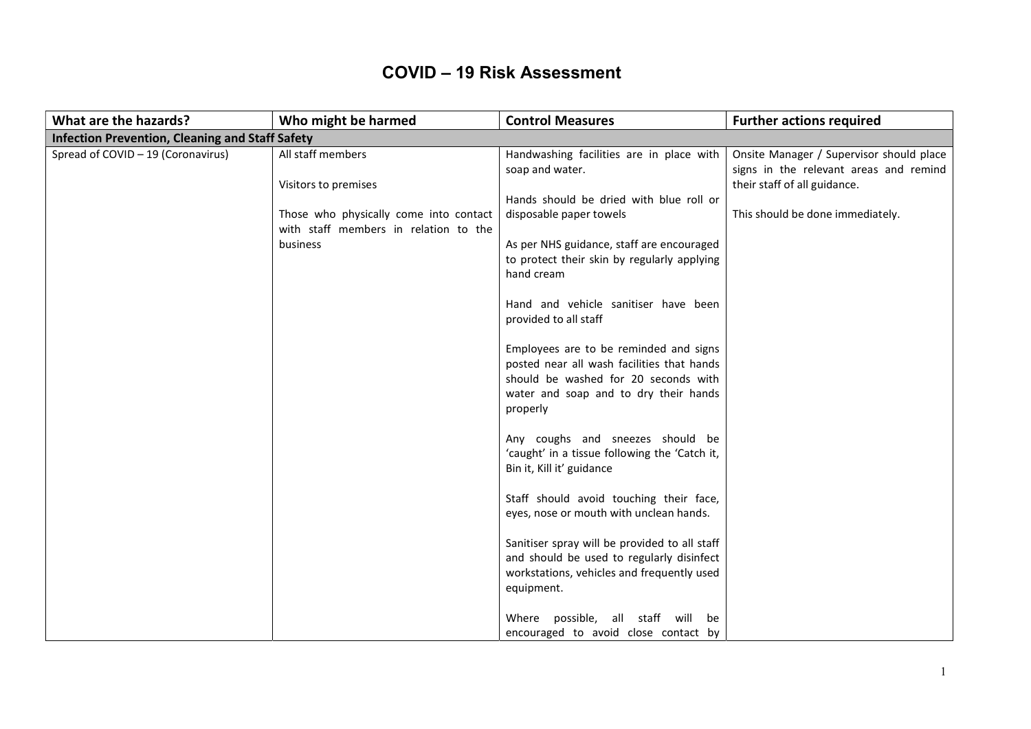# COVID – 19 Risk Assessment

| What are the hazards? | Who might be harmed | Control Measures | Further actions required |
|---|---|---|---|
| **Infection Prevention, Cleaning and Staff Safety** | | | |
| Spread of COVID – 19 (Coronavirus) | All staff members<br><br>Visitors to premises<br><br>Those who physically come into contact with staff members in relation to the business | Handwashing facilities are in place with soap and water.<br><br>Hands should be dried with blue roll or disposable paper towels<br><br>As per NHS guidance, staff are encouraged to protect their skin by regularly applying hand cream<br><br>Hand and vehicle sanitiser have been provided to all staff<br><br>Employees are to be reminded and signs posted near all wash facilities that hands should be washed for 20 seconds with water and soap and to dry their hands properly<br><br>Any coughs and sneezes should be 'caught' in a tissue following the 'Catch it, Bin it, Kill it' guidance<br><br>Staff should avoid touching their face, eyes, nose or mouth with unclean hands.<br><br>Sanitiser spray will be provided to all staff and should be used to regularly disinfect workstations, vehicles and frequently used equipment.<br><br>Where possible, all staff will be encouraged to avoid close contact by | Onsite Manager / Supervisor should place signs in the relevant areas and remind their staff of all guidance.<br><br>This should be done immediately. |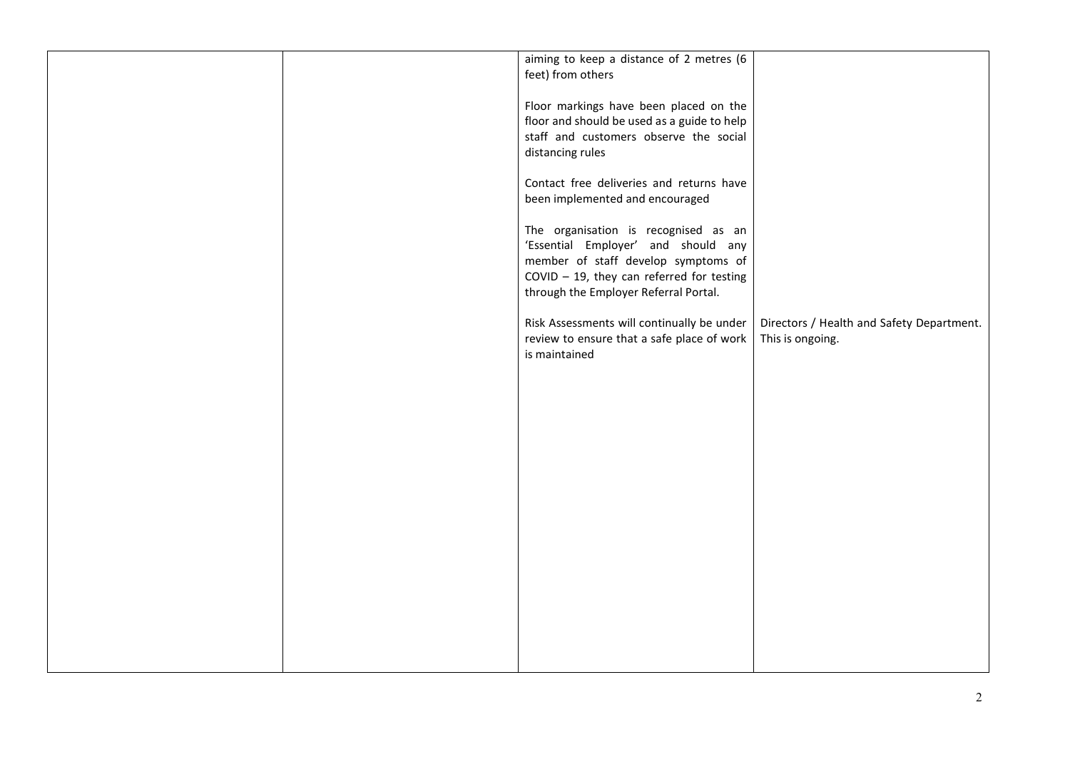| | | | |
|---|---|---|---|
| | | aiming to keep a distance of 2 metres (6 feet) from others<br><br>Floor markings have been placed on the floor and should be used as a guide to help staff and customers observe the social distancing rules<br><br>Contact free deliveries and returns have been implemented and encouraged<br><br>The organisation is recognised as an 'Essential Employer' and should any member of staff develop symptoms of COVID – 19, they can referred for testing through the Employer Referral Portal.<br><br>Risk Assessments will continually be under review to ensure that a safe place of work is maintained | Directors / Health and Safety Department. This is ongoing. |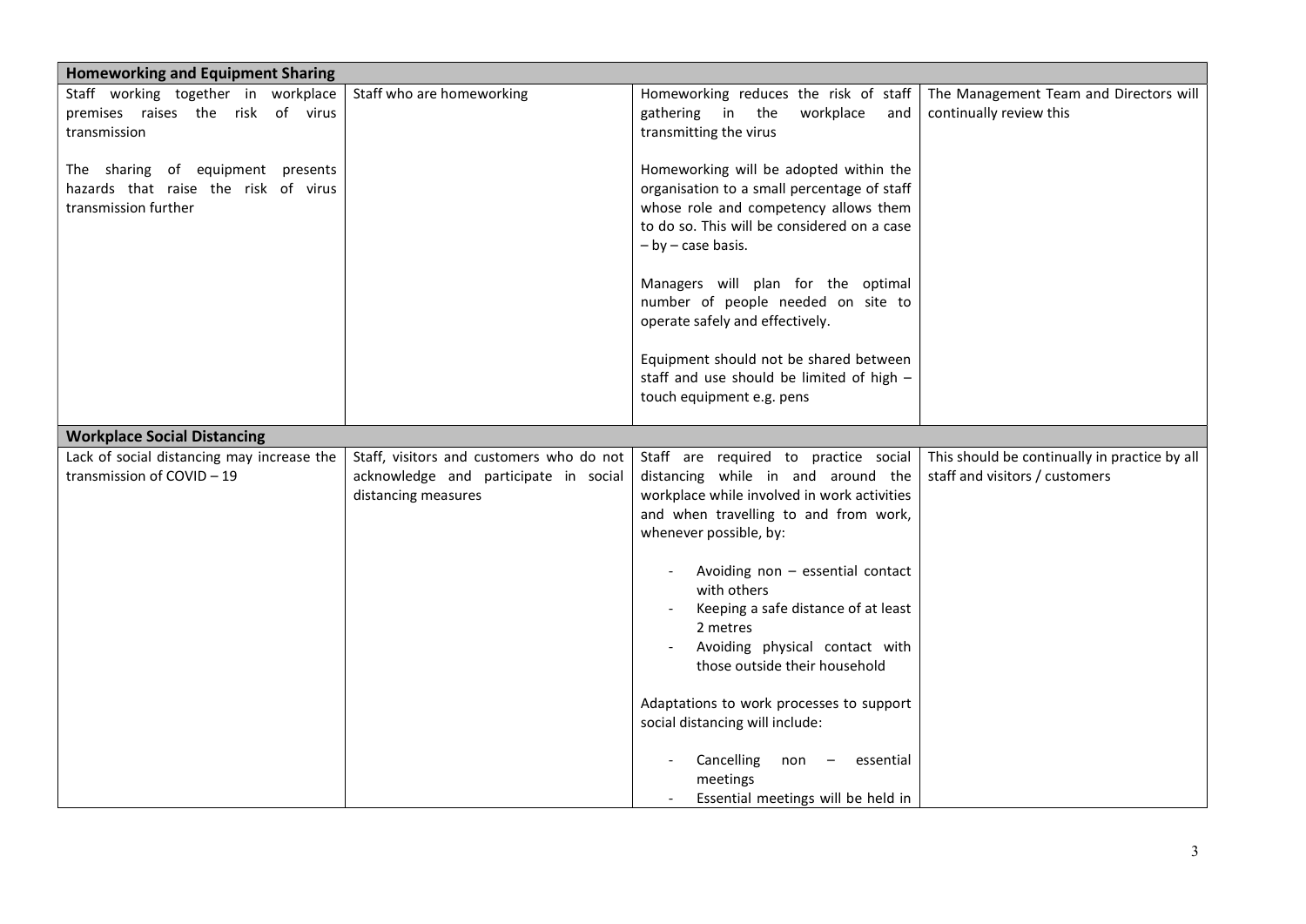| | | | |
|---|---|---|---|
| **Homeworking and Equipment Sharing** | | | |
| Staff working together in workplace premises raises the risk of virus transmission<br><br>The sharing of equipment presents hazards that raise the risk of virus transmission further | Staff who are homeworking | Homeworking reduces the risk of staff gathering in the workplace and transmitting the virus<br><br>Homeworking will be adopted within the organisation to a small percentage of staff whose role and competency allows them to do so. This will be considered on a case – by – case basis.<br><br>Managers will plan for the optimal number of people needed on site to operate safely and effectively.<br><br>Equipment should not be shared between staff and use should be limited of high – touch equipment e.g. pens | The Management Team and Directors will continually review this |
| **Workplace Social Distancing** | | | |
| Lack of social distancing may increase the transmission of COVID – 19 | Staff, visitors and customers who do not acknowledge and participate in social distancing measures | Staff are required to practice social distancing while in and around the workplace while involved in work activities and when travelling to and from work, whenever possible, by:<br><br>- Avoiding non – essential contact with others<br>- Keeping a safe distance of at least 2 metres<br>- Avoiding physical contact with those outside their household<br><br>Adaptations to work processes to support social distancing will include:<br><br>- Cancelling non – essential meetings<br>- Essential meetings will be held in | This should be continually in practice by all staff and visitors / customers |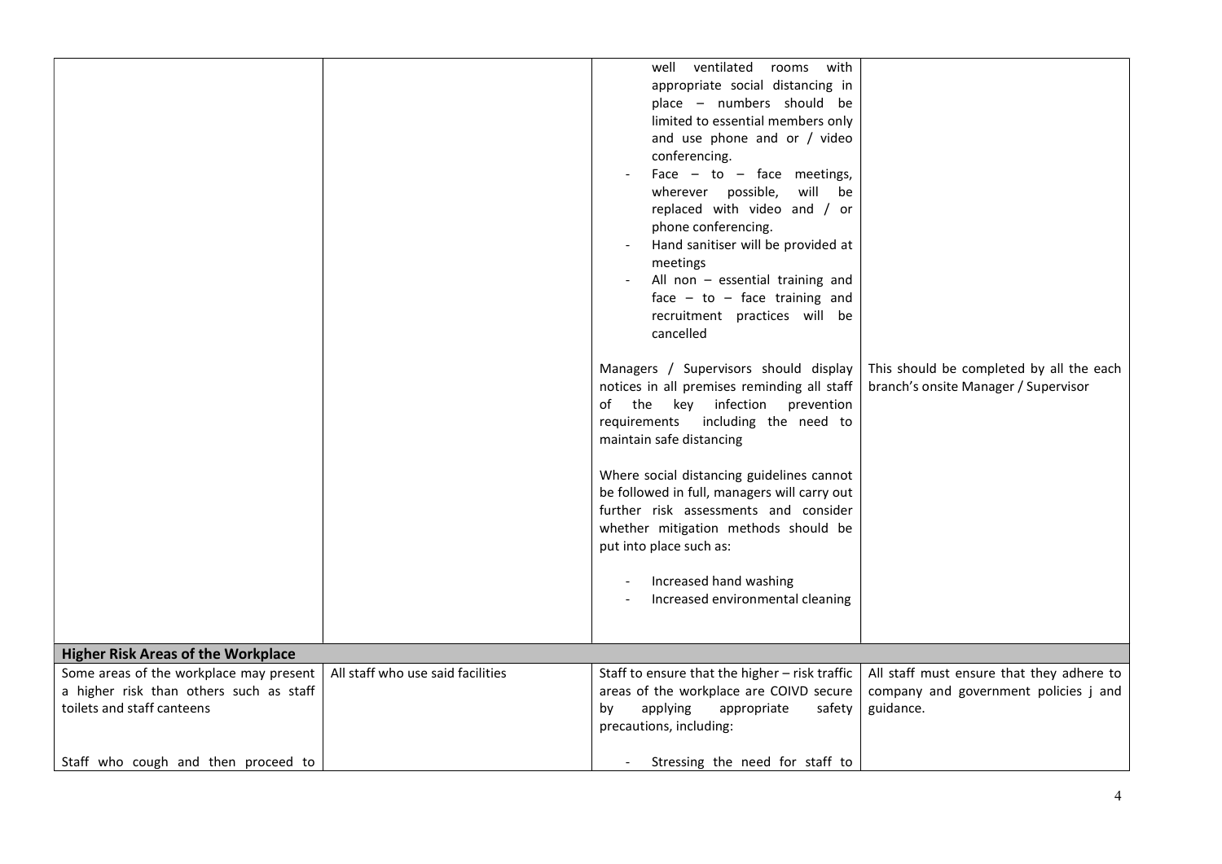| | | | |
|---|---|---|---|
| | | - well ventilated rooms with appropriate social distancing in place – numbers should be limited to essential members only and use phone and or / video conferencing.<br>- Face – to – face meetings, wherever possible, will be replaced with video and / or phone conferencing.<br>- Hand sanitiser will be provided at meetings<br>- All non – essential training and face – to – face training and recruitment practices will be cancelled<br><br>Managers / Supervisors should display notices in all premises reminding all staff of the key infection prevention requirements including the need to maintain safe distancing<br><br>Where social distancing guidelines cannot be followed in full, managers will carry out further risk assessments and consider whether mitigation methods should be put into place such as:<br><br>- Increased hand washing<br>- Increased environmental cleaning | This should be completed by all the each branch's onsite Manager / Supervisor |
| **Higher Risk Areas of the Workplace** | | | |
| Some areas of the workplace may present a higher risk than others such as staff toilets and staff canteens<br><br>Staff who cough and then proceed to | All staff who use said facilities | Staff to ensure that the higher – risk traffic areas of the workplace are COIVD secure by applying appropriate safety precautions, including:<br><br>- Stressing the need for staff to | All staff must ensure that they adhere to company and government policies j and guidance. |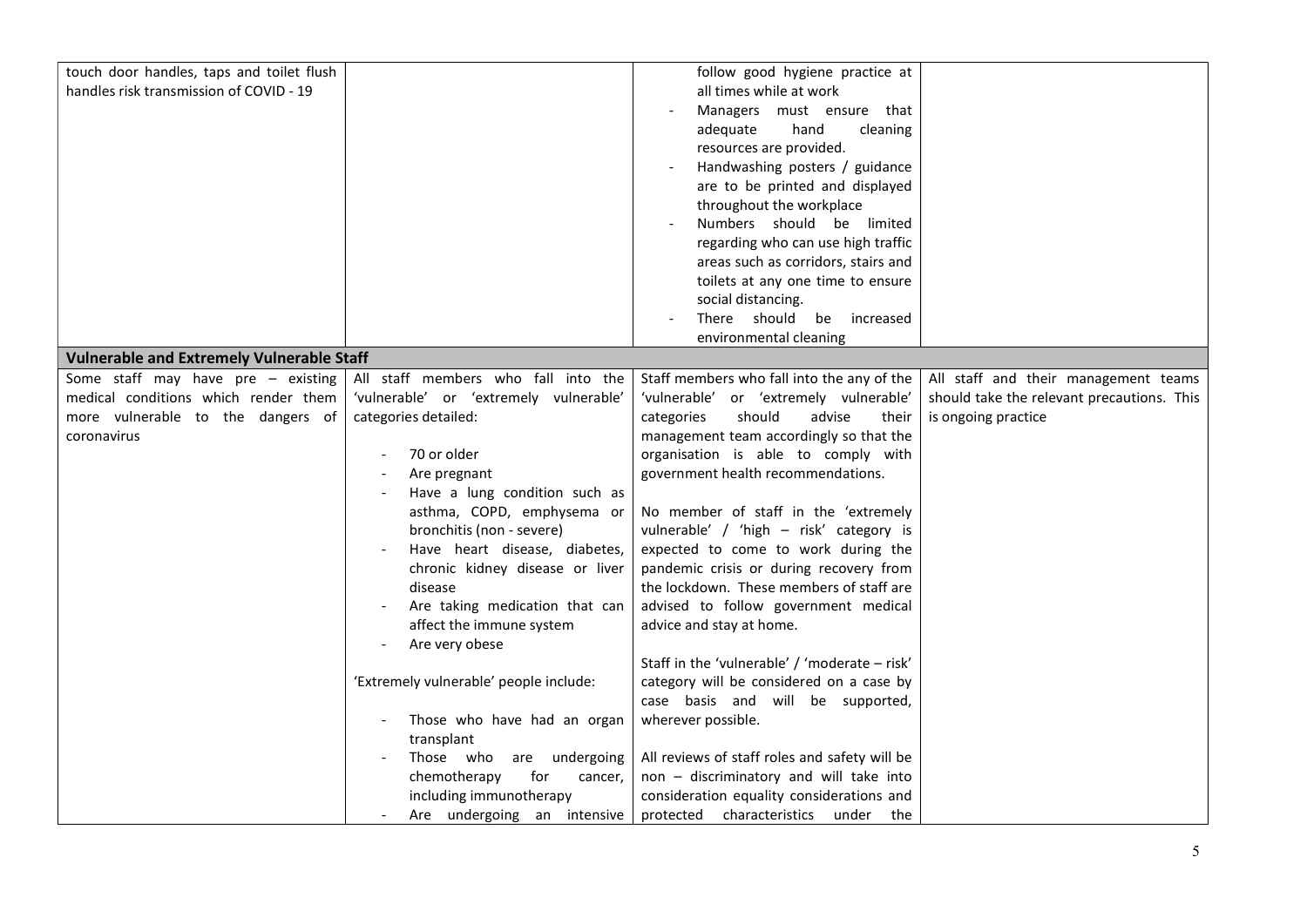| | | | |
|---|---|---|---|
| touch door handles, taps and toilet flush handles risk transmission of COVID - 19 | | follow good hygiene practice at all times while at work<br>- Managers must ensure that adequate hand cleaning resources are provided.<br>- Handwashing posters / guidance are to be printed and displayed throughout the workplace<br>- Numbers should be limited regarding who can use high traffic areas such as corridors, stairs and toilets at any one time to ensure social distancing.<br>- There should be increased environmental cleaning | |
| **Vulnerable and Extremely Vulnerable Staff** | | | |
| Some staff may have pre – existing medical conditions which render them more vulnerable to the dangers of coronavirus | All staff members who fall into the 'vulnerable' or 'extremely vulnerable' categories detailed:<br><br>- 70 or older<br>- Are pregnant<br>- Have a lung condition such as asthma, COPD, emphysema or bronchitis (non - severe)<br>- Have heart disease, diabetes, chronic kidney disease or liver disease<br>- Are taking medication that can affect the immune system<br>- Are very obese<br><br>'Extremely vulnerable' people include:<br><br>- Those who have had an organ transplant<br>- Those who are undergoing chemotherapy for cancer, including immunotherapy<br>- Are undergoing an intensive | Staff members who fall into the any of the 'vulnerable' or 'extremely vulnerable' categories should advise their management team accordingly so that the organisation is able to comply with government health recommendations.<br><br>No member of staff in the 'extremely vulnerable' / 'high – risk' category is expected to come to work during the pandemic crisis or during recovery from the lockdown. These members of staff are advised to follow government medical advice and stay at home.<br><br>Staff in the 'vulnerable' / 'moderate – risk' category will be considered on a case by case basis and will be supported, wherever possible.<br><br>All reviews of staff roles and safety will be non – discriminatory and will take into consideration equality considerations and protected characteristics under the | All staff and their management teams should take the relevant precautions. This is ongoing practice |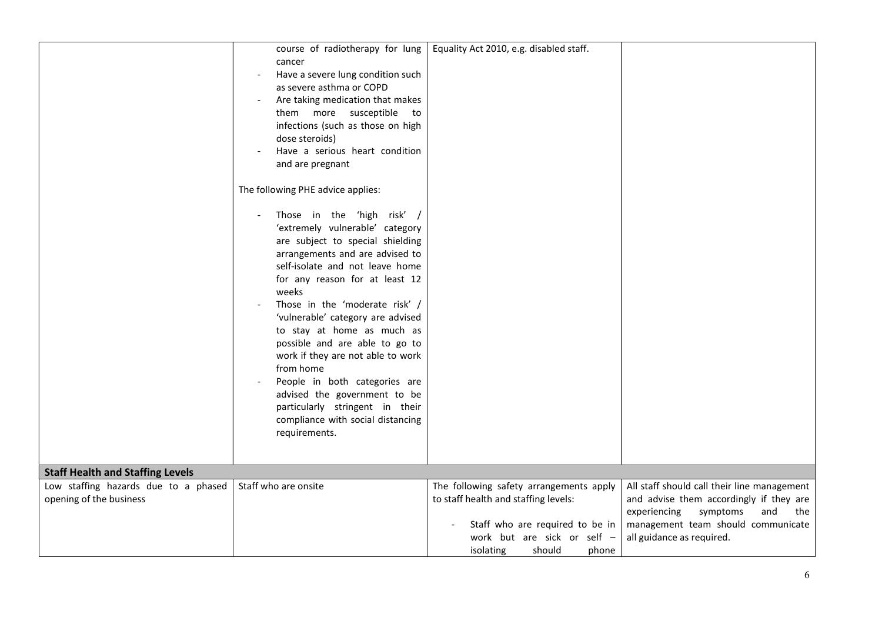| | | | |
|---|---|---|---|
| | course of radiotherapy for lung cancer<br>- Have a severe lung condition such as severe asthma or COPD<br>- Are taking medication that makes them more susceptible to infections (such as those on high dose steroids)<br>- Have a serious heart condition and are pregnant<br><br>The following PHE advice applies:<br><br>- Those in the 'high risk' / 'extremely vulnerable' category are subject to special shielding arrangements and are advised to self-isolate and not leave home for any reason for at least 12 weeks<br>- Those in the 'moderate risk' / 'vulnerable' category are advised to stay at home as much as possible and are able to go to work if they are not able to work from home<br>- People in both categories are advised the government to be particularly stringent in their compliance with social distancing requirements. | Equality Act 2010, e.g. disabled staff. | |
| **Staff Health and Staffing Levels** | | | |
| Low staffing hazards due to a phased opening of the business | Staff who are onsite | The following safety arrangements apply to staff health and staffing levels:<br><br>- Staff who are required to be in work but are sick or self – isolating should phone | All staff should call their line management and advise them accordingly if they are experiencing symptoms and the management team should communicate all guidance as required. |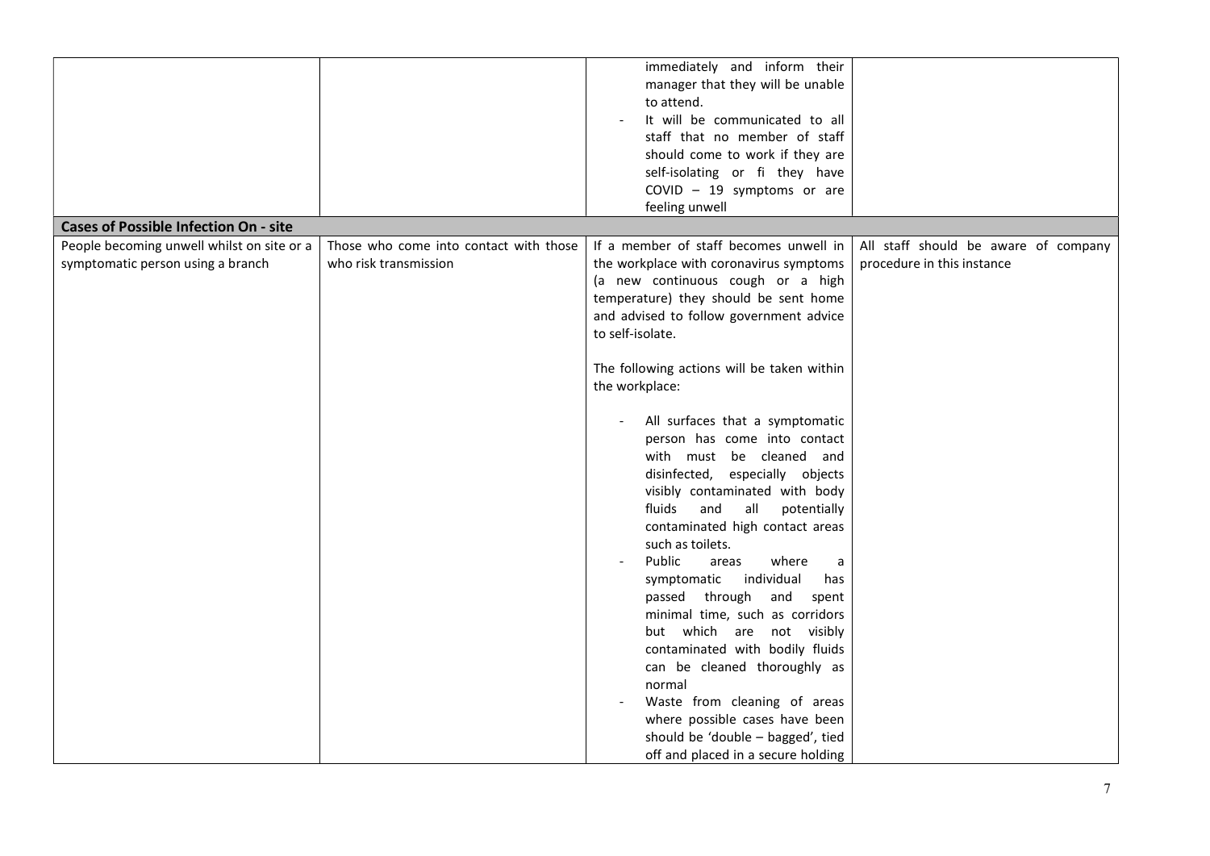| | | | |
|---|---|---|---|
| | | immediately and inform their manager that they will be unable to attend.<br>- It will be communicated to all staff that no member of staff should come to work if they are self-isolating or fi they have COVID – 19 symptoms or are feeling unwell | |
| **Cases of Possible Infection On - site** | | | |
| People becoming unwell whilst on site or a symptomatic person using a branch | Those who come into contact with those who risk transmission | If a member of staff becomes unwell in the workplace with coronavirus symptoms (a new continuous cough or a high temperature) they should be sent home and advised to follow government advice to self-isolate.<br><br>The following actions will be taken within the workplace:<br><br>- All surfaces that a symptomatic person has come into contact with must be cleaned and disinfected, especially objects visibly contaminated with body fluids and all potentially contaminated high contact areas such as toilets.<br>- Public areas where a symptomatic individual has passed through and spent minimal time, such as corridors but which are not visibly contaminated with bodily fluids can be cleaned thoroughly as normal<br>- Waste from cleaning of areas where possible cases have been should be 'double – bagged', tied off and placed in a secure holding | All staff should be aware of company procedure in this instance |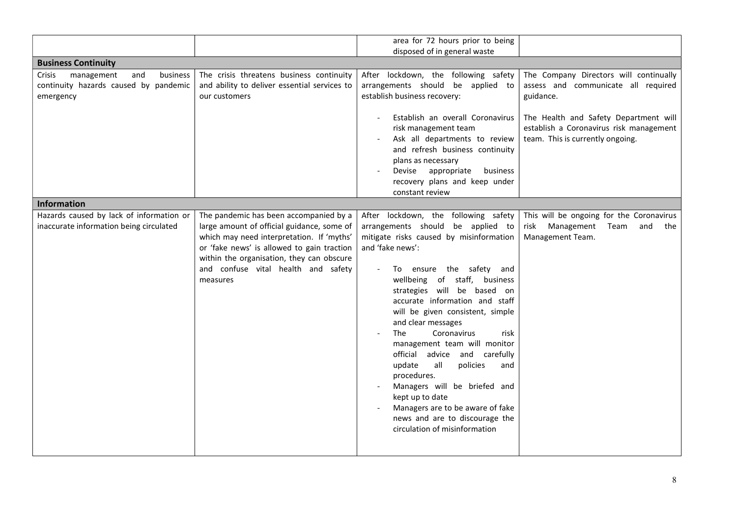| | | | |
|---|---|---|---|
| | | area for 72 hours prior to being disposed of in general waste | |
| **Business Continuity** | | | |
| Crisis management and business continuity hazards caused by pandemic emergency | The crisis threatens business continuity and ability to deliver essential services to our customers | After lockdown, the following safety arrangements should be applied to establish business recovery:<br><br>- Establish an overall Coronavirus risk management team<br>- Ask all departments to review and refresh business continuity plans as necessary<br>- Devise appropriate business recovery plans and keep under constant review | The Company Directors will continually assess and communicate all required guidance.<br><br>The Health and Safety Department will establish a Coronavirus risk management team. This is currently ongoing. |
| **Information** | | | |
| Hazards caused by lack of information or inaccurate information being circulated | The pandemic has been accompanied by a large amount of official guidance, some of which may need interpretation. If 'myths' or 'fake news' is allowed to gain traction within the organisation, they can obscure and confuse vital health and safety measures | After lockdown, the following safety arrangements should be applied to mitigate risks caused by misinformation and 'fake news':<br><br>- To ensure the safety and wellbeing of staff, business strategies will be based on accurate information and staff will be given consistent, simple and clear messages<br>- The Coronavirus risk management team will monitor official advice and carefully update all policies and procedures.<br>- Managers will be briefed and kept up to date<br>- Managers are to be aware of fake news and are to discourage the circulation of misinformation | This will be ongoing for the Coronavirus risk Management Team and the Management Team. |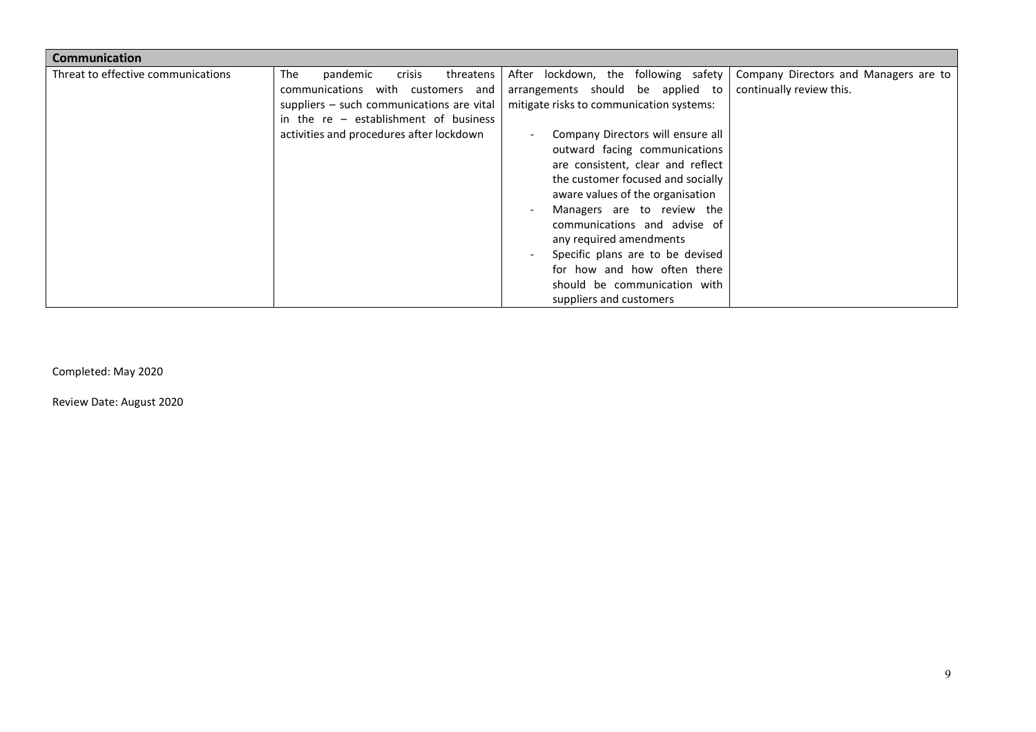| Communication | | | |
| --- | --- | --- | --- |
| Threat to effective communications | The pandemic crisis threatens communications with customers and suppliers – such communications are vital in the re – establishment of business activities and procedures after lockdown | After lockdown, the following safety arrangements should be applied to mitigate risks to communication systems:<br><br>- Company Directors will ensure all outward facing communications are consistent, clear and reflect the customer focused and socially aware values of the organisation<br>- Managers are to review the communications and advise of any required amendments<br>- Specific plans are to be devised for how and how often there should be communication with suppliers and customers | Company Directors and Managers are to continually review this. |

Completed: May 2020

Review Date: August 2020